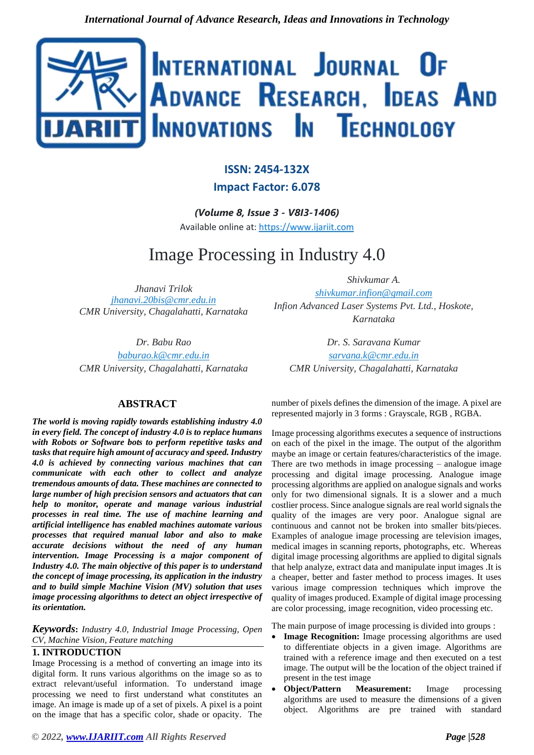**ISSN: 2454-132X**

**Impact Factor: 6.078**

***(Volume 8, Issue 3 - V8I3-1406)***

Available online at: https://www.ijariit.com

# Image Processing in Industry 4.0

*Jhanavi Trilok*
jhanavi.20bis@cmr.edu.in
*CMR University, Chagalahatti, Karnataka*

*Shivkumar A.*
shivkumar.infion@gmail.com
*Infion Advanced Laser Systems Pvt. Ltd., Hoskote, Karnataka*

*Dr. Babu Rao*
baburao.k@cmr.edu.in
*CMR University, Chagalahatti, Karnataka*

*Dr. S. Saravana Kumar*
sarvana.k@cmr.edu.in
*CMR University, Chagalahatti, Karnataka*

## ABSTRACT

***The world is moving rapidly towards establishing industry 4.0 in every field. The concept of industry 4.0 is to replace humans with Robots or Software bots to perform repetitive tasks and tasks that require high amount of accuracy and speed. Industry 4.0 is achieved by connecting various machines that can communicate with each other to collect and analyze tremendous amounts of data. These machines are connected to large number of high precision sensors and actuators that can help to monitor, operate and manage various industrial processes in real time. The use of machine learning and artificial intelligence has enabled machines automate various processes that required manual labor and also to make accurate decisions without the need of any human intervention. Image Processing is a major component of Industry 4.0. The main objective of this paper is to understand the concept of image processing, its application in the industry and to build simple Machine Vision (MV) solution that uses image processing algorithms to detect an object irrespective of its orientation.***

***Keywords**: Industry 4.0, Industrial Image Processing, Open CV, Machine Vision, Feature matching*

## 1. INTRODUCTION

Image Processing is a method of converting an image into its digital form. It runs various algorithms on the image so as to extract relevant/useful information. To understand image processing we need to first understand what constitutes an image. An image is made up of a set of pixels. A pixel is a point on the image that has a specific color, shade or opacity. The number of pixels defines the dimension of the image. A pixel are represented majorly in 3 forms : Grayscale, RGB , RGBA.

Image processing algorithms executes a sequence of instructions on each of the pixel in the image. The output of the algorithm maybe an image or certain features/characteristics of the image. There are two methods in image processing – analogue image processing and digital image processing. Analogue image processing algorithms are applied on analogue signals and works only for two dimensional signals. It is a slower and a much costlier process. Since analogue signals are real world signals the quality of the images are very poor. Analogue signal are continuous and cannot be broken into smaller bits/pieces. Examples of analogue image processing are television images, medical images in scanning reports, photographs, etc. Whereas digital image processing algorithms are applied to digital signals that help analyze, extract data and manipulate input images .It is a cheaper, better and faster method to process images. It uses various image compression techniques which improve the quality of images produced. Example of digital image processing are color processing, image recognition, video processing etc.

The main purpose of image processing is divided into groups :

- **Image Recognition:** Image processing algorithms are used to differentiate objects in a given image. Algorithms are trained with a reference image and then executed on a test image. The output will be the location of the object trained if present in the test image
- **Object/Pattern Measurement:** Image processing algorithms are used to measure the dimensions of a given object. Algorithms are pre trained with standard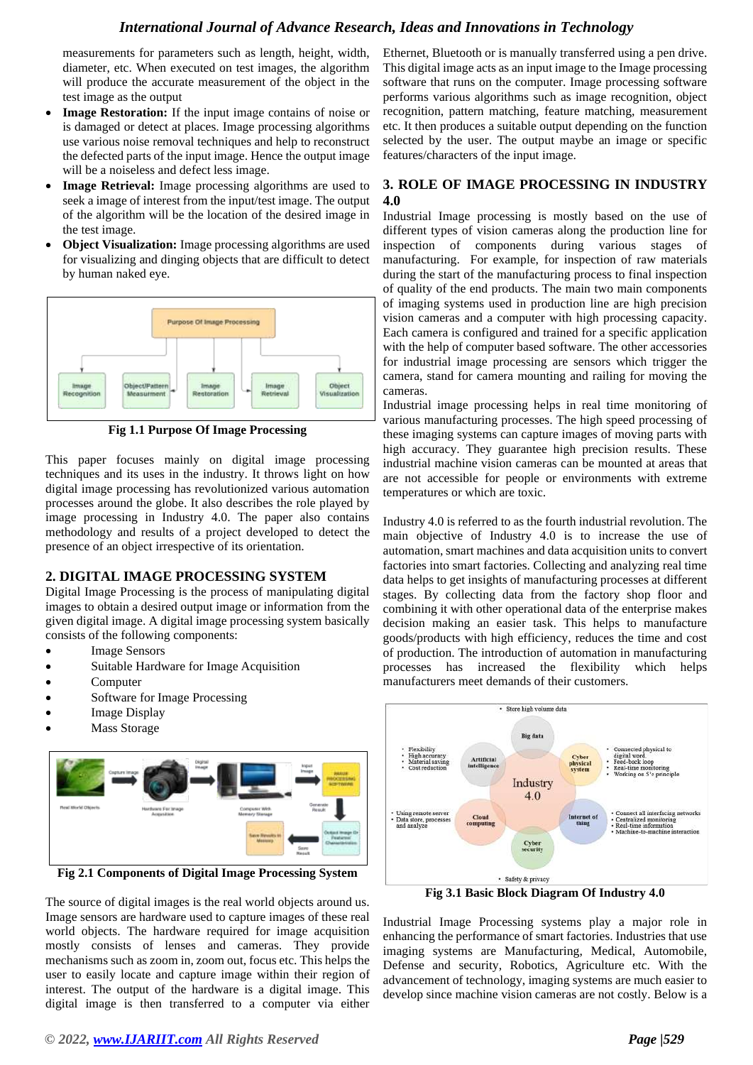measurements for parameters such as length, height, width, diameter, etc. When executed on test images, the algorithm will produce the accurate measurement of the object in the test image as the output

- **Image Restoration:** If the input image contains of noise or is damaged or detect at places. Image processing algorithms use various noise removal techniques and help to reconstruct the defected parts of the input image. Hence the output image will be a noiseless and defect less image.
- **Image Retrieval:** Image processing algorithms are used to seek a image of interest from the input/test image. The output of the algorithm will be the location of the desired image in the test image.
- **Object Visualization:** Image processing algorithms are used for visualizing and dinging objects that are difficult to detect by human naked eye.

**Fig 1.1 Purpose Of Image Processing**

This paper focuses mainly on digital image processing techniques and its uses in the industry. It throws light on how digital image processing has revolutionized various automation processes around the globe. It also describes the role played by image processing in Industry 4.0. The paper also contains methodology and results of a project developed to detect the presence of an object irrespective of its orientation.

## 2. DIGITAL IMAGE PROCESSING SYSTEM

Digital Image Processing is the process of manipulating digital images to obtain a desired output image or information from the given digital image. A digital image processing system basically consists of the following components:

- Image Sensors
- Suitable Hardware for Image Acquisition
- Computer
- Software for Image Processing
- Image Display
- Mass Storage

**Fig 2.1 Components of Digital Image Processing System**

The source of digital images is the real world objects around us. Image sensors are hardware used to capture images of these real world objects. The hardware required for image acquisition mostly consists of lenses and cameras. They provide mechanisms such as zoom in, zoom out, focus etc. This helps the user to easily locate and capture image within their region of interest. The output of the hardware is a digital image. This digital image is then transferred to a computer via either Ethernet, Bluetooth or is manually transferred using a pen drive. This digital image acts as an input image to the Image processing software that runs on the computer. Image processing software performs various algorithms such as image recognition, object recognition, pattern matching, feature matching, measurement etc. It then produces a suitable output depending on the function selected by the user. The output maybe an image or specific features/characters of the input image.

## 3. ROLE OF IMAGE PROCESSING IN INDUSTRY 4.0

Industrial Image processing is mostly based on the use of different types of vision cameras along the production line for inspection of components during various stages of manufacturing. For example, for inspection of raw materials during the start of the manufacturing process to final inspection of quality of the end products. The main two main components of imaging systems used in production line are high precision vision cameras and a computer with high processing capacity. Each camera is configured and trained for a specific application with the help of computer based software. The other accessories for industrial image processing are sensors which trigger the camera, stand for camera mounting and railing for moving the cameras.

Industrial image processing helps in real time monitoring of various manufacturing processes. The high speed processing of these imaging systems can capture images of moving parts with high accuracy. They guarantee high precision results. These industrial machine vision cameras can be mounted at areas that are not accessible for people or environments with extreme temperatures or which are toxic.

Industry 4.0 is referred to as the fourth industrial revolution. The main objective of Industry 4.0 is to increase the use of automation, smart machines and data acquisition units to convert factories into smart factories. Collecting and analyzing real time data helps to get insights of manufacturing processes at different stages. By collecting data from the factory shop floor and combining it with other operational data of the enterprise makes decision making an easier task. This helps to manufacture goods/products with high efficiency, reduces the time and cost of production. The introduction of automation in manufacturing processes has increased the flexibility which helps manufacturers meet demands of their customers.

**Fig 3.1 Basic Block Diagram Of Industry 4.0**

Industrial Image Processing systems play a major role in enhancing the performance of smart factories. Industries that use imaging systems are Manufacturing, Medical, Automobile, Defense and security, Robotics, Agriculture etc. With the advancement of technology, imaging systems are much easier to develop since machine vision cameras are not costly. Below is a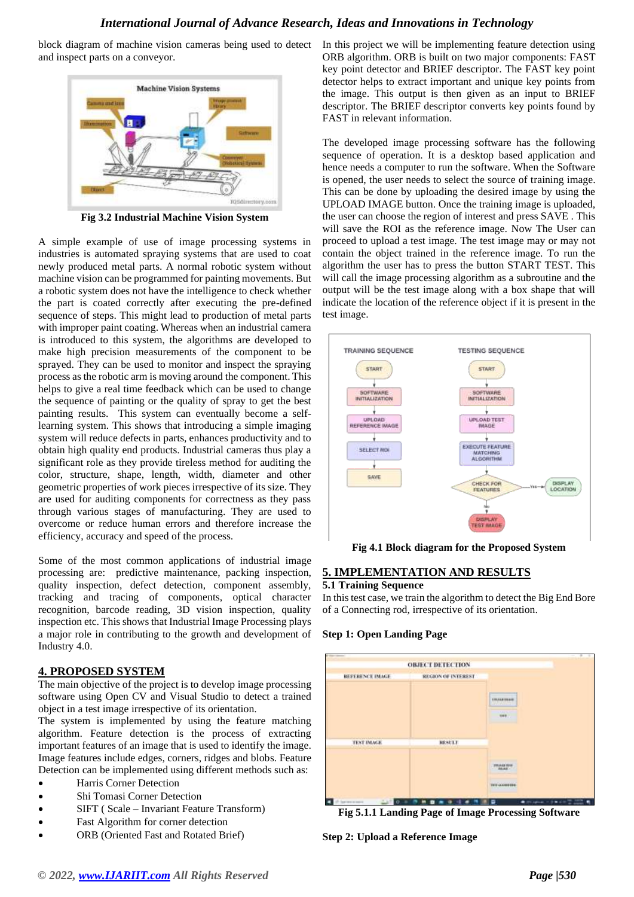block diagram of machine vision cameras being used to detect and inspect parts on a conveyor.

Fig 3.2 Industrial Machine Vision System

A simple example of use of image processing systems in industries is automated spraying systems that are used to coat newly produced metal parts. A normal robotic system without machine vision can be programmed for painting movements. But a robotic system does not have the intelligence to check whether the part is coated correctly after executing the pre-defined sequence of steps. This might lead to production of metal parts with improper paint coating. Whereas when an industrial camera is introduced to this system, the algorithms are developed to make high precision measurements of the component to be sprayed. They can be used to monitor and inspect the spraying process as the robotic arm is moving around the component. This helps to give a real time feedback which can be used to change the sequence of painting or the quality of spray to get the best painting results. This system can eventually become a self-learning system. This shows that introducing a simple imaging system will reduce defects in parts, enhances productivity and to obtain high quality end products. Industrial cameras thus play a significant role as they provide tireless method for auditing the color, structure, shape, length, width, diameter and other geometric properties of work pieces irrespective of its size. They are used for auditing components for correctness as they pass through various stages of manufacturing. They are used to overcome or reduce human errors and therefore increase the efficiency, accuracy and speed of the process.

Some of the most common applications of industrial image processing are: predictive maintenance, packing inspection, quality inspection, defect detection, component assembly, tracking and tracing of components, optical character recognition, barcode reading, 3D vision inspection, quality inspection etc. This shows that Industrial Image Processing plays a major role in contributing to the growth and development of Industry 4.0.

## 4. PROPOSED SYSTEM

The main objective of the project is to develop image processing software using Open CV and Visual Studio to detect a trained object in a test image irrespective of its orientation.

The system is implemented by using the feature matching algorithm. Feature detection is the process of extracting important features of an image that is used to identify the image. Image features include edges, corners, ridges and blobs. Feature Detection can be implemented using different methods such as:

- Harris Corner Detection
- Shi Tomasi Corner Detection
- SIFT ( Scale – Invariant Feature Transform)
- Fast Algorithm for corner detection
- ORB (Oriented Fast and Rotated Brief)

In this project we will be implementing feature detection using ORB algorithm. ORB is built on two major components: FAST key point detector and BRIEF descriptor. The FAST key point detector helps to extract important and unique key points from the image. This output is then given as an input to BRIEF descriptor. The BRIEF descriptor converts key points found by FAST in relevant information.

The developed image processing software has the following sequence of operation. It is a desktop based application and hence needs a computer to run the software. When the Software is opened, the user needs to select the source of training image. This can be done by uploading the desired image by using the UPLOAD IMAGE button. Once the training image is uploaded, the user can choose the region of interest and press SAVE . This will save the ROI as the reference image. Now The User can proceed to upload a test image. The test image may or may not contain the object trained in the reference image. To run the algorithm the user has to press the button START TEST. This will call the image processing algorithm as a subroutine and the output will be the test image along with a box shape that will indicate the location of the reference object if it is present in the test image.

Fig 4.1 Block diagram for the Proposed System

## 5. IMPLEMENTATION AND RESULTS

### 5.1 Training Sequence

In this test case, we train the algorithm to detect the Big End Bore of a Connecting rod, irrespective of its orientation.

**Step 1: Open Landing Page**

Fig 5.1.1 Landing Page of Image Processing Software

**Step 2: Upload a Reference Image**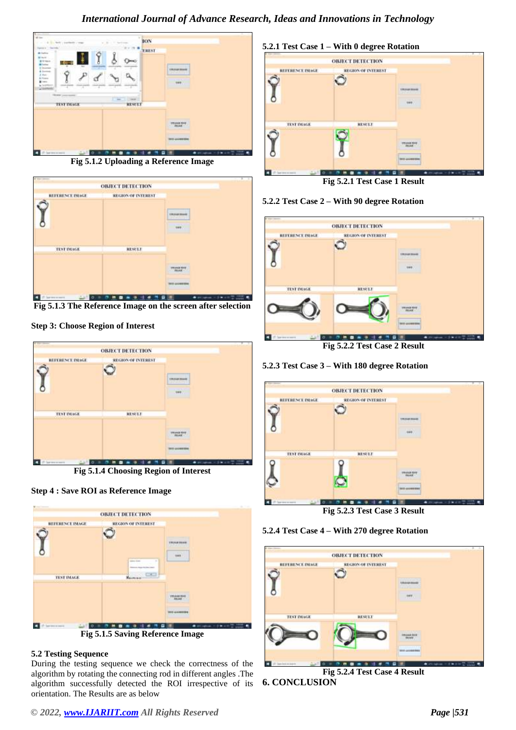Fig 5.1.2 Uploading a Reference Image

Fig 5.1.3 The Reference Image on the screen after selection

**Step 3: Choose Region of Interest**

Fig 5.1.4 Choosing Region of Interest

**Step 4 : Save ROI as Reference Image**

Fig 5.1.5 Saving Reference Image

### 5.2 Testing Sequence

During the testing sequence we check the correctness of the algorithm by rotating the connecting rod in different angles .The algorithm successfully detected the ROI irrespective of its orientation. The Results are as below

#### 5.2.1 Test Case 1 – With 0 degree Rotation

Fig 5.2.1 Test Case 1 Result

#### 5.2.2 Test Case 2 – With 90 degree Rotation

Fig 5.2.2 Test Case 2 Result

#### 5.2.3 Test Case 3 – With 180 degree Rotation

Fig 5.2.3 Test Case 3 Result

#### 5.2.4 Test Case 4 – With 270 degree Rotation

Fig 5.2.4 Test Case 4 Result

## 6. CONCLUSION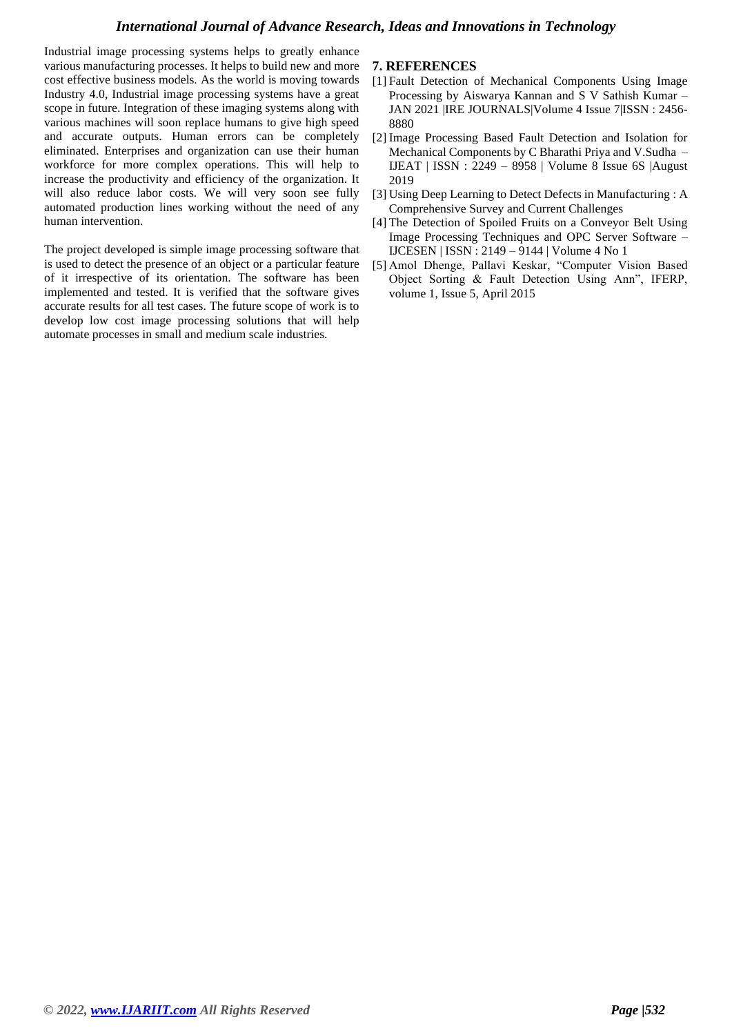Industrial image processing systems helps to greatly enhance various manufacturing processes. It helps to build new and more cost effective business models. As the world is moving towards Industry 4.0, Industrial image processing systems have a great scope in future. Integration of these imaging systems along with various machines will soon replace humans to give high speed and accurate outputs. Human errors can be completely eliminated. Enterprises and organization can use their human workforce for more complex operations. This will help to increase the productivity and efficiency of the organization. It will also reduce labor costs. We will very soon see fully automated production lines working without the need of any human intervention.

The project developed is simple image processing software that is used to detect the presence of an object or a particular feature of it irrespective of its orientation. The software has been implemented and tested. It is verified that the software gives accurate results for all test cases. The future scope of work is to develop low cost image processing solutions that will help automate processes in small and medium scale industries.

## 7. REFERENCES

[1] Fault Detection of Mechanical Components Using Image Processing by Aiswarya Kannan and S V Sathish Kumar – JAN 2021 |IRE JOURNALS|Volume 4 Issue 7|ISSN : 2456-8880

[2] Image Processing Based Fault Detection and Isolation for Mechanical Components by C Bharathi Priya and V.Sudha – IJEAT | ISSN : 2249 – 8958 | Volume 8 Issue 6S |August 2019

[3] Using Deep Learning to Detect Defects in Manufacturing : A Comprehensive Survey and Current Challenges

[4] The Detection of Spoiled Fruits on a Conveyor Belt Using Image Processing Techniques and OPC Server Software – IJCESEN | ISSN : 2149 – 9144 | Volume 4 No 1

[5] Amol Dhenge, Pallavi Keskar, "Computer Vision Based Object Sorting & Fault Detection Using Ann", IFERP, volume 1, Issue 5, April 2015